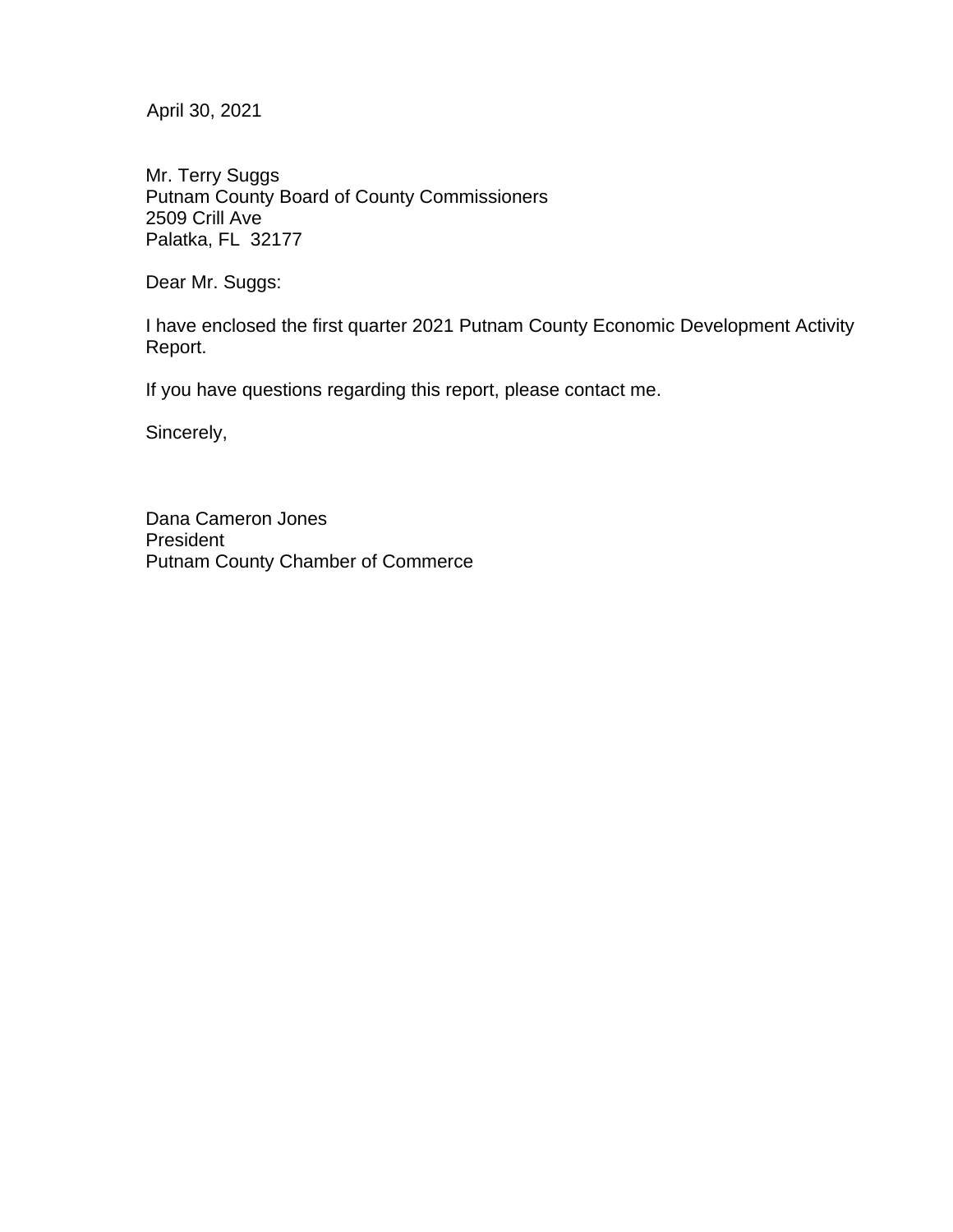April 30, 2021

Mr. Terry Suggs  
Putnam County Board of County Commissioners  
2509 Crill Ave  
Palatka, FL 32177

Dear Mr. Suggs:

I have enclosed the first quarter 2021 Putnam County Economic Development Activity Report.

If you have questions regarding this report, please contact me.

Sincerely,

Dana Cameron Jones  
President  
Putnam County Chamber of Commerce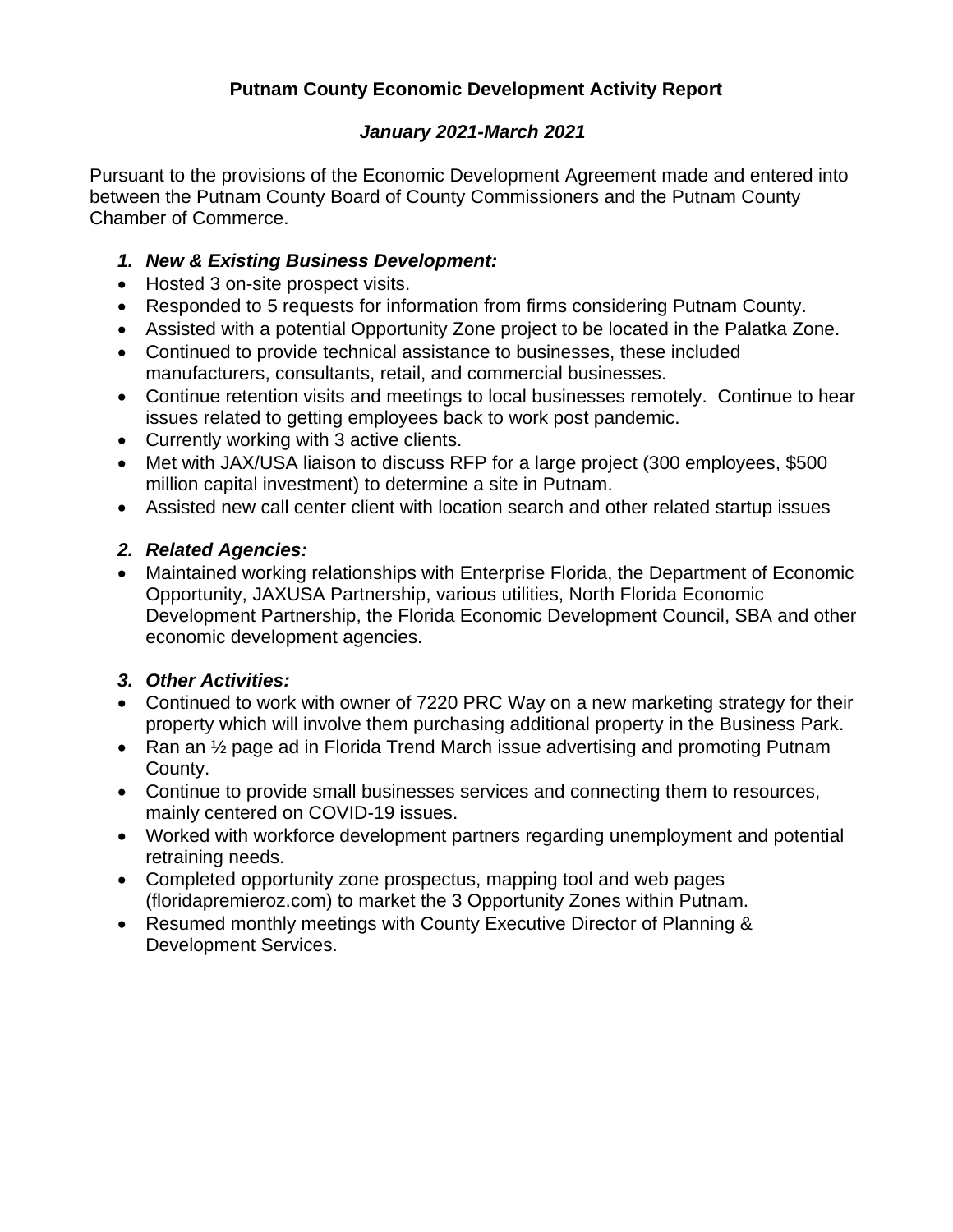**Putnam County Economic Development Activity Report**

***January 2021-March 2021***

Pursuant to the provisions of the Economic Development Agreement made and entered into between the Putnam County Board of County Commissioners and the Putnam County Chamber of Commerce.

1. ***New & Existing Business Development:***

- Hosted 3 on-site prospect visits.
- Responded to 5 requests for information from firms considering Putnam County.
- Assisted with a potential Opportunity Zone project to be located in the Palatka Zone.
- Continued to provide technical assistance to businesses, these included manufacturers, consultants, retail, and commercial businesses.
- Continue retention visits and meetings to local businesses remotely. Continue to hear issues related to getting employees back to work post pandemic.
- Currently working with 3 active clients.
- Met with JAX/USA liaison to discuss RFP for a large project (300 employees, $500 million capital investment) to determine a site in Putnam.
- Assisted new call center client with location search and other related startup issues

2. ***Related Agencies:***

- Maintained working relationships with Enterprise Florida, the Department of Economic Opportunity, JAXUSA Partnership, various utilities, North Florida Economic Development Partnership, the Florida Economic Development Council, SBA and other economic development agencies.

3. ***Other Activities:***

- Continued to work with owner of 7220 PRC Way on a new marketing strategy for their property which will involve them purchasing additional property in the Business Park.
- Ran an ½ page ad in Florida Trend March issue advertising and promoting Putnam County.
- Continue to provide small businesses services and connecting them to resources, mainly centered on COVID-19 issues.
- Worked with workforce development partners regarding unemployment and potential retraining needs.
- Completed opportunity zone prospectus, mapping tool and web pages (floridapremieroz.com) to market the 3 Opportunity Zones within Putnam.
- Resumed monthly meetings with County Executive Director of Planning & Development Services.